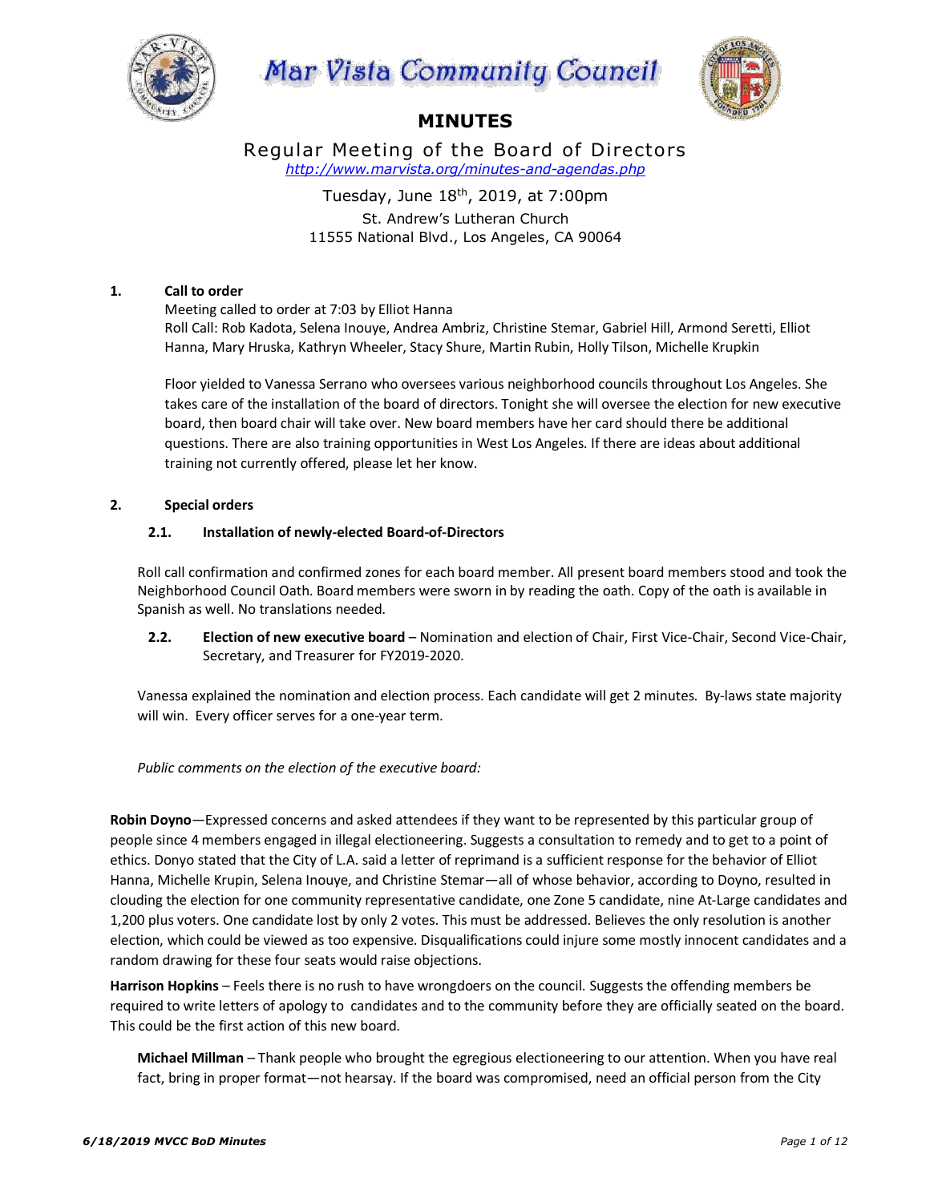# Mar Vista Community Council

## MINUTES

### Regular Meeting of the Board of Directors

*http://www.marvista.org/minutes-and-agendas.php*

Tuesday, June 18th, 2019, at 7:00pm
St. Andrew's Lutheran Church
11555 National Blvd., Los Angeles, CA 90064

**1. Call to order**

Meeting called to order at 7:03 by Elliot Hanna

Roll Call: Rob Kadota, Selena Inouye, Andrea Ambriz, Christine Stemar, Gabriel Hill, Armond Seretti, Elliot Hanna, Mary Hruska, Kathryn Wheeler, Stacy Shure, Martin Rubin, Holly Tilson, Michelle Krupkin

Floor yielded to Vanessa Serrano who oversees various neighborhood councils throughout Los Angeles. She takes care of the installation of the board of directors. Tonight she will oversee the election for new executive board, then board chair will take over. New board members have her card should there be additional questions. There are also training opportunities in West Los Angeles. If there are ideas about additional training not currently offered, please let her know.

**2. Special orders**

**2.1. Installation of newly-elected Board-of-Directors**

Roll call confirmation and confirmed zones for each board member. All present board members stood and took the Neighborhood Council Oath. Board members were sworn in by reading the oath. Copy of the oath is available in Spanish as well. No translations needed.

**2.2. Election of new executive board** – Nomination and election of Chair, First Vice-Chair, Second Vice-Chair, Secretary, and Treasurer for FY2019-2020.

Vanessa explained the nomination and election process. Each candidate will get 2 minutes. By-laws state majority will win. Every officer serves for a one-year term.

*Public comments on the election of the executive board:*

**Robin Doyno**—Expressed concerns and asked attendees if they want to be represented by this particular group of people since 4 members engaged in illegal electioneering. Suggests a consultation to remedy and to get to a point of ethics. Donyo stated that the City of L.A. said a letter of reprimand is a sufficient response for the behavior of Elliot Hanna, Michelle Krupin, Selena Inouye, and Christine Stemar—all of whose behavior, according to Doyno, resulted in clouding the election for one community representative candidate, one Zone 5 candidate, nine At-Large candidates and 1,200 plus voters. One candidate lost by only 2 votes. This must be addressed. Believes the only resolution is another election, which could be viewed as too expensive. Disqualifications could injure some mostly innocent candidates and a random drawing for these four seats would raise objections.

**Harrison Hopkins** – Feels there is no rush to have wrongdoers on the council. Suggests the offending members be required to write letters of apology to candidates and to the community before they are officially seated on the board. This could be the first action of this new board.

**Michael Millman** – Thank people who brought the egregious electioneering to our attention. When you have real fact, bring in proper format—not hearsay. If the board was compromised, need an official person from the City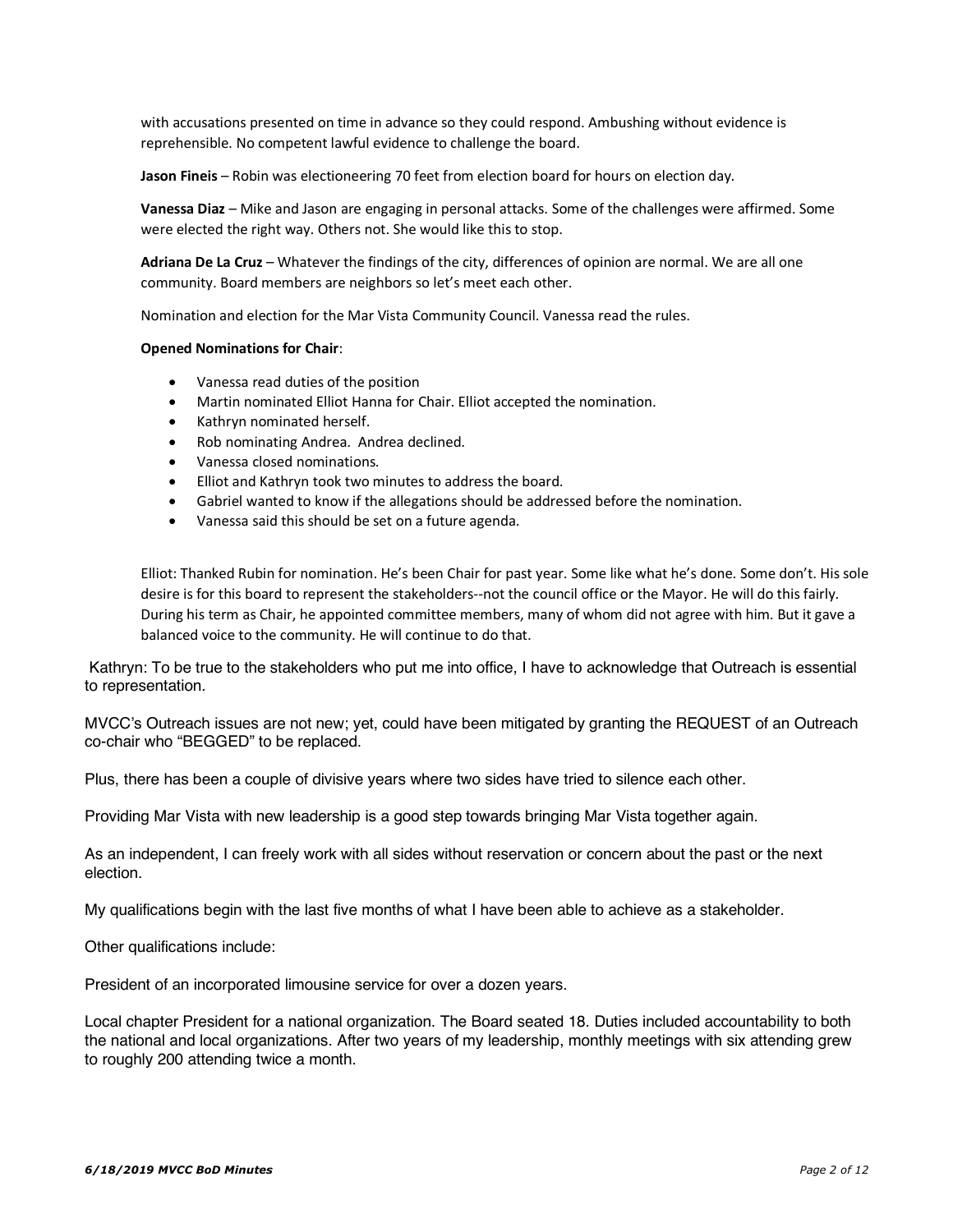with accusations presented on time in advance so they could respond. Ambushing without evidence is reprehensible. No competent lawful evidence to challenge the board.

**Jason Fineis** – Robin was electioneering 70 feet from election board for hours on election day.

**Vanessa Diaz** – Mike and Jason are engaging in personal attacks. Some of the challenges were affirmed. Some were elected the right way. Others not. She would like this to stop.

**Adriana De La Cruz** – Whatever the findings of the city, differences of opinion are normal. We are all one community. Board members are neighbors so let's meet each other.

Nomination and election for the Mar Vista Community Council. Vanessa read the rules.

**Opened Nominations for Chair**:

- Vanessa read duties of the position
- Martin nominated Elliot Hanna for Chair. Elliot accepted the nomination.
- Kathryn nominated herself.
- Rob nominating Andrea. Andrea declined.
- Vanessa closed nominations.
- Elliot and Kathryn took two minutes to address the board.
- Gabriel wanted to know if the allegations should be addressed before the nomination.
- Vanessa said this should be set on a future agenda.

Elliot: Thanked Rubin for nomination. He's been Chair for past year. Some like what he's done. Some don't. His sole desire is for this board to represent the stakeholders--not the council office or the Mayor. He will do this fairly. During his term as Chair, he appointed committee members, many of whom did not agree with him. But it gave a balanced voice to the community. He will continue to do that.

Kathryn: To be true to the stakeholders who put me into office, I have to acknowledge that Outreach is essential to representation.

MVCC's Outreach issues are not new; yet, could have been mitigated by granting the REQUEST of an Outreach co-chair who "BEGGED" to be replaced.

Plus, there has been a couple of divisive years where two sides have tried to silence each other.

Providing Mar Vista with new leadership is a good step towards bringing Mar Vista together again.

As an independent, I can freely work with all sides without reservation or concern about the past or the next election.

My qualifications begin with the last five months of what I have been able to achieve as a stakeholder.

Other qualifications include:

President of an incorporated limousine service for over a dozen years.

Local chapter President for a national organization. The Board seated 18. Duties included accountability to both the national and local organizations. After two years of my leadership, monthly meetings with six attending grew to roughly 200 attending twice a month.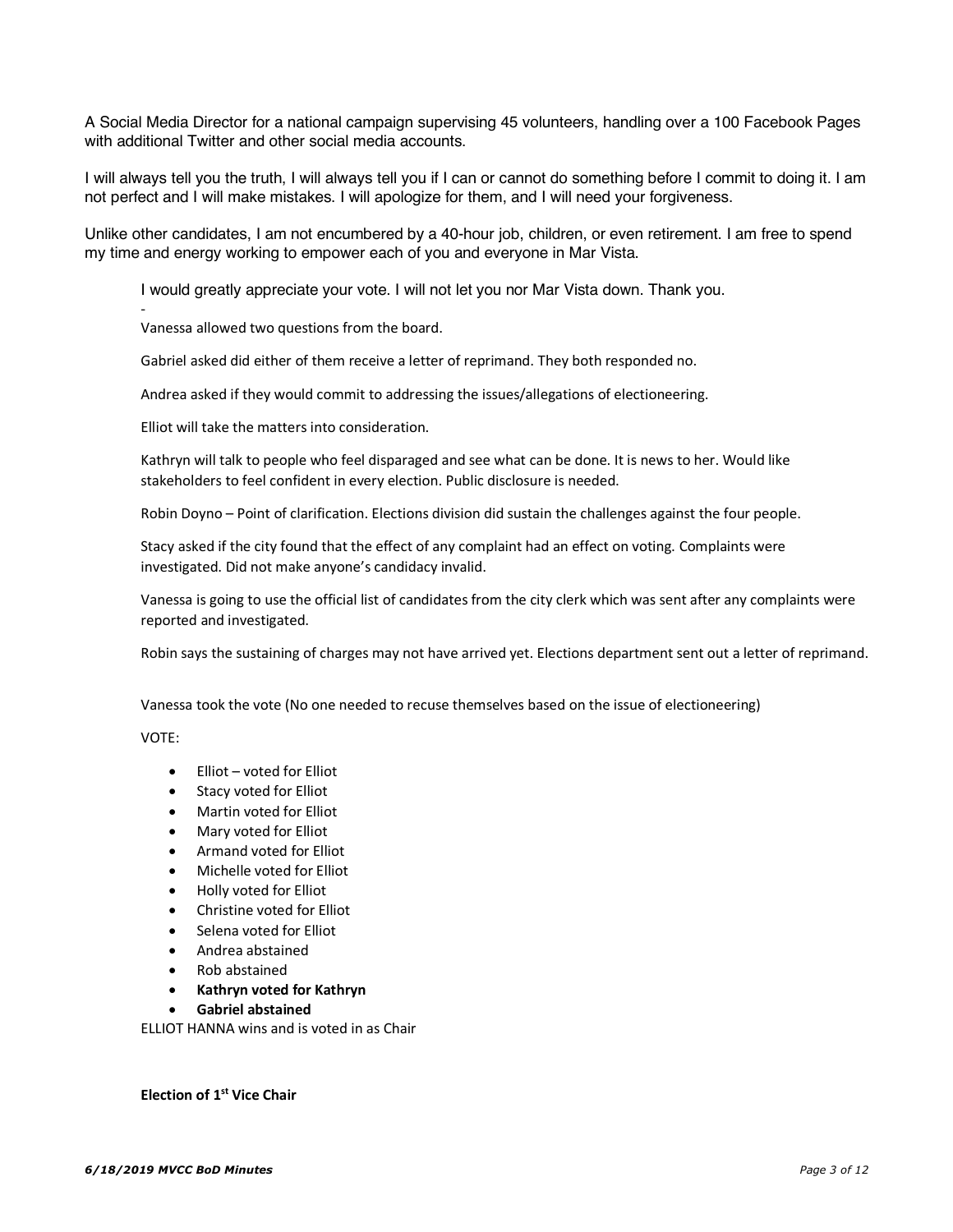A Social Media Director for a national campaign supervising 45 volunteers, handling over a 100 Facebook Pages with additional Twitter and other social media accounts.

I will always tell you the truth, I will always tell you if I can or cannot do something before I commit to doing it. I am not perfect and I will make mistakes. I will apologize for them, and I will need your forgiveness.

Unlike other candidates, I am not encumbered by a 40-hour job, children, or even retirement. I am free to spend my time and energy working to empower each of you and everyone in Mar Vista.

I would greatly appreciate your vote. I will not let you nor Mar Vista down. Thank you.

-

Vanessa allowed two questions from the board.

Gabriel asked did either of them receive a letter of reprimand. They both responded no.

Andrea asked if they would commit to addressing the issues/allegations of electioneering.

Elliot will take the matters into consideration.

Kathryn will talk to people who feel disparaged and see what can be done. It is news to her. Would like stakeholders to feel confident in every election. Public disclosure is needed.

Robin Doyno – Point of clarification. Elections division did sustain the challenges against the four people.

Stacy asked if the city found that the effect of any complaint had an effect on voting. Complaints were investigated. Did not make anyone's candidacy invalid.

Vanessa is going to use the official list of candidates from the city clerk which was sent after any complaints were reported and investigated.

Robin says the sustaining of charges may not have arrived yet. Elections department sent out a letter of reprimand.

Vanessa took the vote (No one needed to recuse themselves based on the issue of electioneering)

VOTE:

- Elliot – voted for Elliot
- Stacy voted for Elliot
- Martin voted for Elliot
- Mary voted for Elliot
- Armand voted for Elliot
- Michelle voted for Elliot
- Holly voted for Elliot
- Christine voted for Elliot
- Selena voted for Elliot
- Andrea abstained
- Rob abstained
- **Kathryn voted for Kathryn**
- **Gabriel abstained**

ELLIOT HANNA wins and is voted in as Chair

**Election of 1st Vice Chair**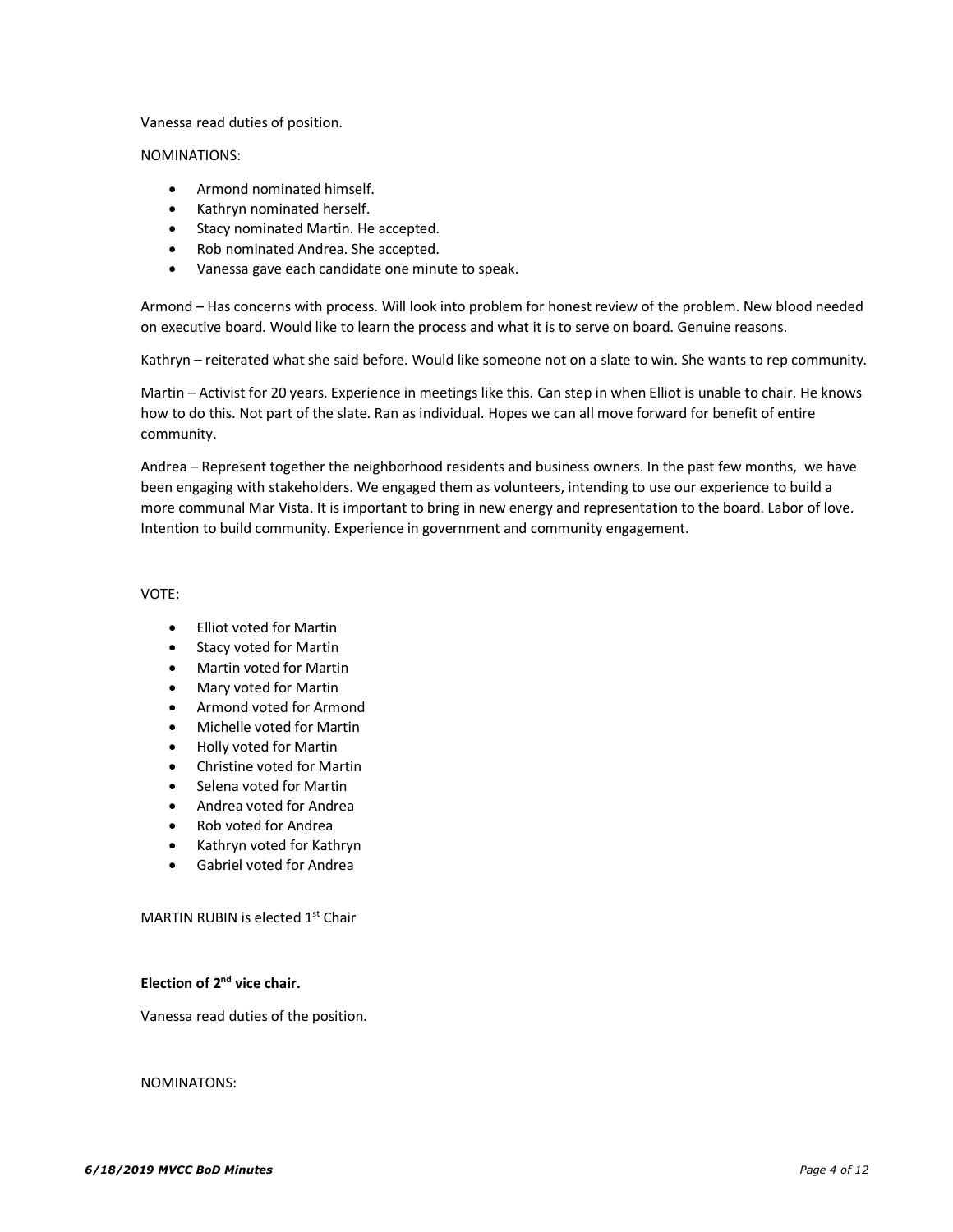Vanessa read duties of position.

NOMINATIONS:

- Armond nominated himself.
- Kathryn nominated herself.
- Stacy nominated Martin. He accepted.
- Rob nominated Andrea. She accepted.
- Vanessa gave each candidate one minute to speak.

Armond – Has concerns with process. Will look into problem for honest review of the problem. New blood needed on executive board. Would like to learn the process and what it is to serve on board. Genuine reasons.

Kathryn – reiterated what she said before. Would like someone not on a slate to win. She wants to rep community.

Martin – Activist for 20 years. Experience in meetings like this. Can step in when Elliot is unable to chair. He knows how to do this. Not part of the slate. Ran as individual. Hopes we can all move forward for benefit of entire community.

Andrea – Represent together the neighborhood residents and business owners. In the past few months, we have been engaging with stakeholders. We engaged them as volunteers, intending to use our experience to build a more communal Mar Vista. It is important to bring in new energy and representation to the board. Labor of love. Intention to build community. Experience in government and community engagement.

VOTE:

- Elliot voted for Martin
- Stacy voted for Martin
- Martin voted for Martin
- Mary voted for Martin
- Armond voted for Armond
- Michelle voted for Martin
- Holly voted for Martin
- Christine voted for Martin
- Selena voted for Martin
- Andrea voted for Andrea
- Rob voted for Andrea
- Kathryn voted for Kathryn
- Gabriel voted for Andrea

MARTIN RUBIN is elected 1st Chair

**Election of 2nd vice chair.**

Vanessa read duties of the position.

NOMINATONS: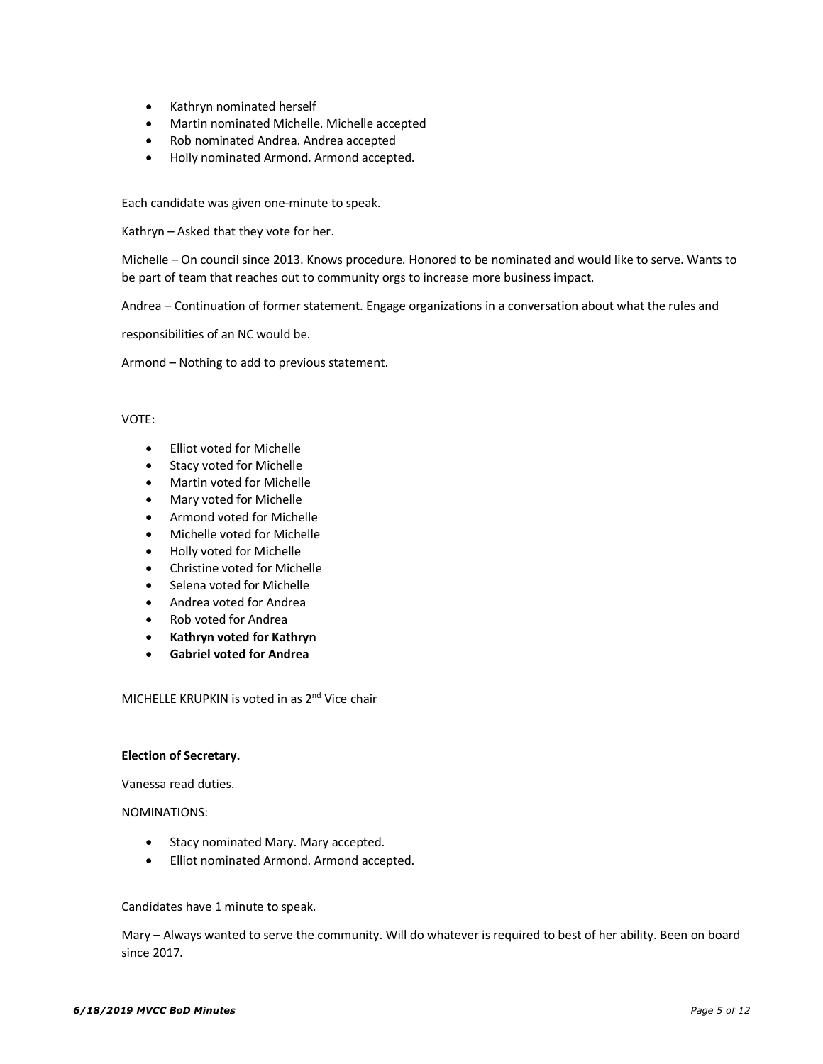- Kathryn nominated herself
- Martin nominated Michelle. Michelle accepted
- Rob nominated Andrea. Andrea accepted
- Holly nominated Armond. Armond accepted.

Each candidate was given one-minute to speak.

Kathryn – Asked that they vote for her.

Michelle – On council since 2013. Knows procedure. Honored to be nominated and would like to serve. Wants to be part of team that reaches out to community orgs to increase more business impact.

Andrea – Continuation of former statement. Engage organizations in a conversation about what the rules and

responsibilities of an NC would be.

Armond – Nothing to add to previous statement.

VOTE:

- Elliot voted for Michelle
- Stacy voted for Michelle
- Martin voted for Michelle
- Mary voted for Michelle
- Armond voted for Michelle
- Michelle voted for Michelle
- Holly voted for Michelle
- Christine voted for Michelle
- Selena voted for Michelle
- Andrea voted for Andrea
- Rob voted for Andrea
- **Kathryn voted for Kathryn**
- **Gabriel voted for Andrea**

MICHELLE KRUPKIN is voted in as 2nd Vice chair

**Election of Secretary.**

Vanessa read duties.

NOMINATIONS:

- Stacy nominated Mary. Mary accepted.
- Elliot nominated Armond. Armond accepted.

Candidates have 1 minute to speak.

Mary – Always wanted to serve the community. Will do whatever is required to best of her ability. Been on board since 2017.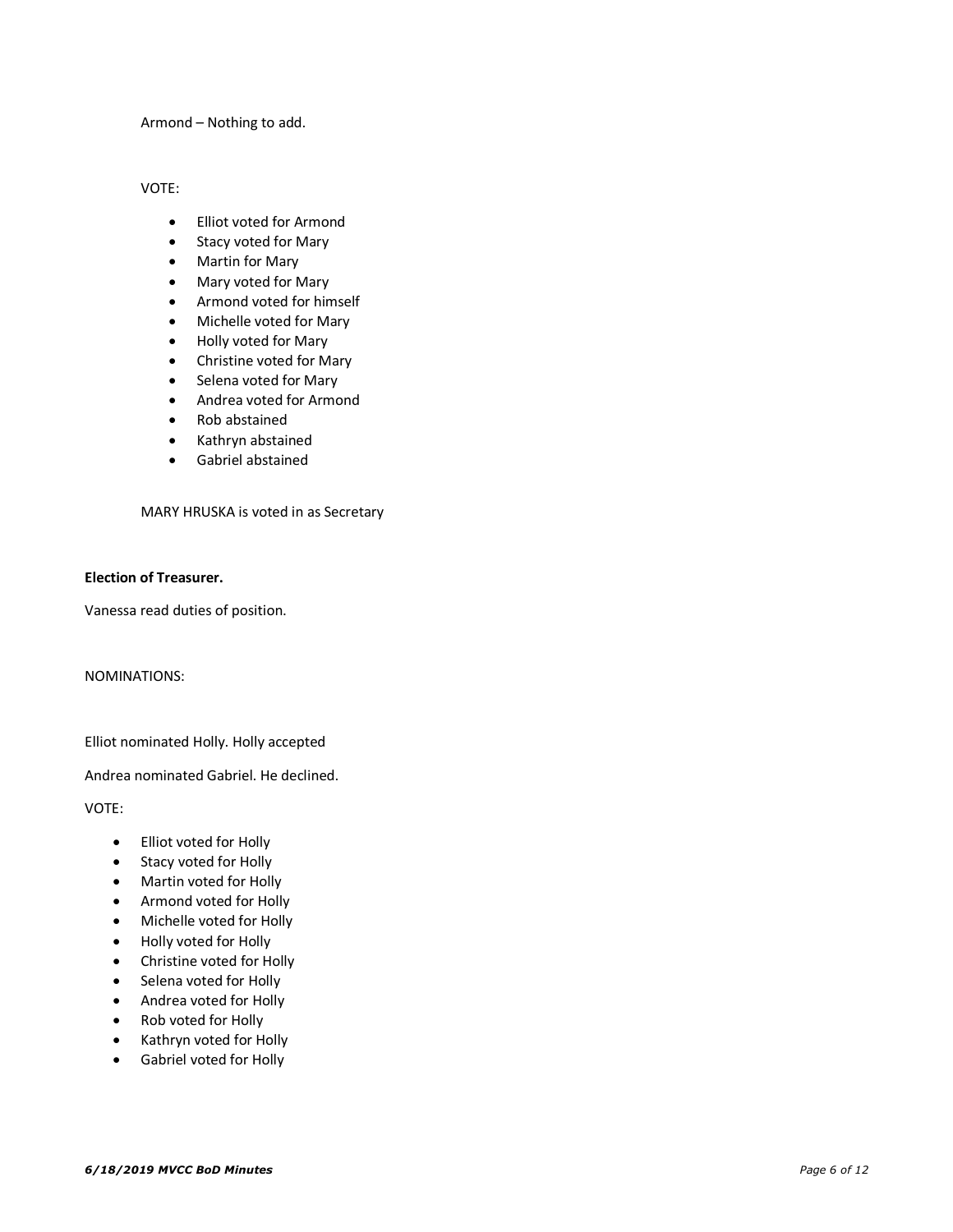Armond – Nothing to add.

VOTE:

- Elliot voted for Armond
- Stacy voted for Mary
- Martin for Mary
- Mary voted for Mary
- Armond voted for himself
- Michelle voted for Mary
- Holly voted for Mary
- Christine voted for Mary
- Selena voted for Mary
- Andrea voted for Armond
- Rob abstained
- Kathryn abstained
- Gabriel abstained

MARY HRUSKA is voted in as Secretary

**Election of Treasurer.**

Vanessa read duties of position.

NOMINATIONS:

Elliot nominated Holly. Holly accepted

Andrea nominated Gabriel. He declined.

VOTE:

- Elliot voted for Holly
- Stacy voted for Holly
- Martin voted for Holly
- Armond voted for Holly
- Michelle voted for Holly
- Holly voted for Holly
- Christine voted for Holly
- Selena voted for Holly
- Andrea voted for Holly
- Rob voted for Holly
- Kathryn voted for Holly
- Gabriel voted for Holly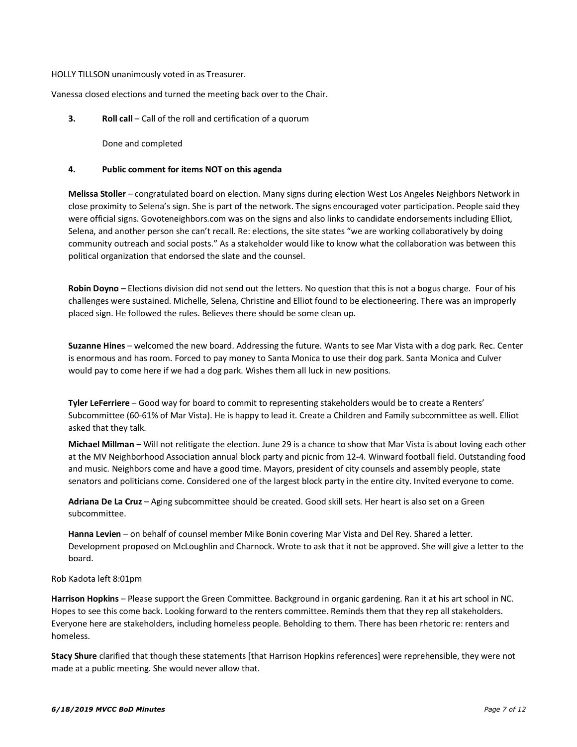HOLLY TILLSON unanimously voted in as Treasurer.

Vanessa closed elections and turned the meeting back over to the Chair.

**3. Roll call** – Call of the roll and certification of a quorum

Done and completed

**4. Public comment for items NOT on this agenda**

**Melissa Stoller** – congratulated board on election. Many signs during election West Los Angeles Neighbors Network in close proximity to Selena's sign. She is part of the network. The signs encouraged voter participation. People said they were official signs. Govoteneighbors.com was on the signs and also links to candidate endorsements including Elliot, Selena, and another person she can't recall. Re: elections, the site states "we are working collaboratively by doing community outreach and social posts." As a stakeholder would like to know what the collaboration was between this political organization that endorsed the slate and the counsel.

**Robin Doyno** – Elections division did not send out the letters. No question that this is not a bogus charge. Four of his challenges were sustained. Michelle, Selena, Christine and Elliot found to be electioneering. There was an improperly placed sign. He followed the rules. Believes there should be some clean up.

**Suzanne Hines** – welcomed the new board. Addressing the future. Wants to see Mar Vista with a dog park. Rec. Center is enormous and has room. Forced to pay money to Santa Monica to use their dog park. Santa Monica and Culver would pay to come here if we had a dog park. Wishes them all luck in new positions.

**Tyler LeFerriere** – Good way for board to commit to representing stakeholders would be to create a Renters' Subcommittee (60-61% of Mar Vista). He is happy to lead it. Create a Children and Family subcommittee as well. Elliot asked that they talk.

**Michael Millman** – Will not relitigate the election. June 29 is a chance to show that Mar Vista is about loving each other at the MV Neighborhood Association annual block party and picnic from 12-4. Winward football field. Outstanding food and music. Neighbors come and have a good time. Mayors, president of city counsels and assembly people, state senators and politicians come. Considered one of the largest block party in the entire city. Invited everyone to come.

**Adriana De La Cruz** – Aging subcommittee should be created. Good skill sets. Her heart is also set on a Green subcommittee.

**Hanna Levien** – on behalf of counsel member Mike Bonin covering Mar Vista and Del Rey. Shared a letter. Development proposed on McLoughlin and Charnock. Wrote to ask that it not be approved. She will give a letter to the board.

Rob Kadota left 8:01pm

**Harrison Hopkins** – Please support the Green Committee. Background in organic gardening. Ran it at his art school in NC. Hopes to see this come back. Looking forward to the renters committee. Reminds them that they rep all stakeholders. Everyone here are stakeholders, including homeless people. Beholding to them. There has been rhetoric re: renters and homeless.

**Stacy Shure** clarified that though these statements [that Harrison Hopkins references] were reprehensible, they were not made at a public meeting. She would never allow that.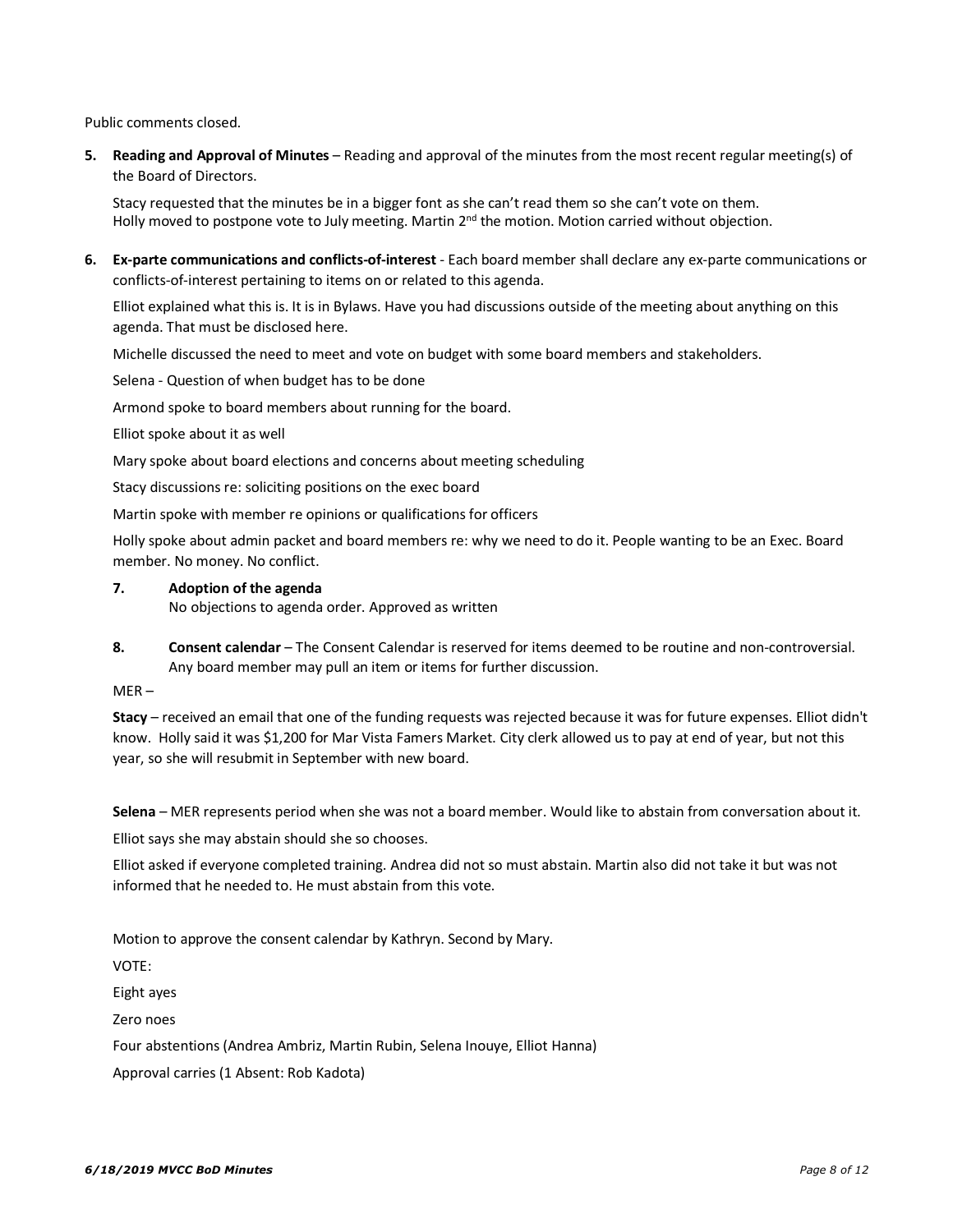Public comments closed.

**5. Reading and Approval of Minutes** – Reading and approval of the minutes from the most recent regular meeting(s) of the Board of Directors.

Stacy requested that the minutes be in a bigger font as she can't read them so she can't vote on them.
Holly moved to postpone vote to July meeting. Martin 2nd the motion. Motion carried without objection.

**6. Ex-parte communications and conflicts-of-interest** - Each board member shall declare any ex-parte communications or conflicts-of-interest pertaining to items on or related to this agenda.

Elliot explained what this is. It is in Bylaws. Have you had discussions outside of the meeting about anything on this agenda. That must be disclosed here.

Michelle discussed the need to meet and vote on budget with some board members and stakeholders.

Selena - Question of when budget has to be done

Armond spoke to board members about running for the board.

Elliot spoke about it as well

Mary spoke about board elections and concerns about meeting scheduling

Stacy discussions re: soliciting positions on the exec board

Martin spoke with member re opinions or qualifications for officers

Holly spoke about admin packet and board members re: why we need to do it. People wanting to be an Exec. Board member. No money. No conflict.

**7. Adoption of the agenda**
No objections to agenda order. Approved as written

**8. Consent calendar** – The Consent Calendar is reserved for items deemed to be routine and non-controversial. Any board member may pull an item or items for further discussion.

MER –

**Stacy** – received an email that one of the funding requests was rejected because it was for future expenses. Elliot didn't know. Holly said it was $1,200 for Mar Vista Famers Market. City clerk allowed us to pay at end of year, but not this year, so she will resubmit in September with new board.

**Selena** – MER represents period when she was not a board member. Would like to abstain from conversation about it.

Elliot says she may abstain should she so chooses.

Elliot asked if everyone completed training. Andrea did not so must abstain. Martin also did not take it but was not informed that he needed to. He must abstain from this vote.

Motion to approve the consent calendar by Kathryn. Second by Mary.

VOTE:

Eight ayes

Zero noes

Four abstentions (Andrea Ambriz, Martin Rubin, Selena Inouye, Elliot Hanna)

Approval carries (1 Absent: Rob Kadota)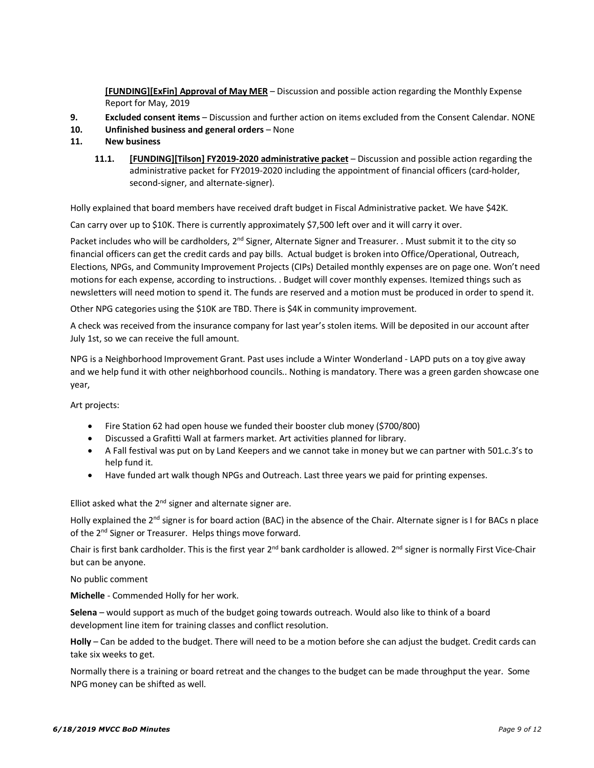**[FUNDING][ExFin] Approval of May MER** – Discussion and possible action regarding the Monthly Expense Report for May, 2019

9. **Excluded consent items** – Discussion and further action on items excluded from the Consent Calendar. NONE
10. **Unfinished business and general orders** – None
11. **New business**

 11.1. **[FUNDING][Tilson] FY2019-2020 administrative packet** – Discussion and possible action regarding the administrative packet for FY2019-2020 including the appointment of financial officers (card-holder, second-signer, and alternate-signer).

Holly explained that board members have received draft budget in Fiscal Administrative packet. We have $42K.

Can carry over up to $10K. There is currently approximately $7,500 left over and it will carry it over.

Packet includes who will be cardholders, 2nd Signer, Alternate Signer and Treasurer. . Must submit it to the city so financial officers can get the credit cards and pay bills. Actual budget is broken into Office/Operational, Outreach, Elections, NPGs, and Community Improvement Projects (CIPs) Detailed monthly expenses are on page one. Won't need motions for each expense, according to instructions. . Budget will cover monthly expenses. Itemized things such as newsletters will need motion to spend it. The funds are reserved and a motion must be produced in order to spend it.

Other NPG categories using the $10K are TBD. There is $4K in community improvement.

A check was received from the insurance company for last year's stolen items. Will be deposited in our account after July 1st, so we can receive the full amount.

NPG is a Neighborhood Improvement Grant. Past uses include a Winter Wonderland - LAPD puts on a toy give away and we help fund it with other neighborhood councils.. Nothing is mandatory. There was a green garden showcase one year,

Art projects:

- Fire Station 62 had open house we funded their booster club money ($700/800)
- Discussed a Grafitti Wall at farmers market. Art activities planned for library.
- A Fall festival was put on by Land Keepers and we cannot take in money but we can partner with 501.c.3's to help fund it.
- Have funded art walk though NPGs and Outreach. Last three years we paid for printing expenses.

Elliot asked what the 2nd signer and alternate signer are.

Holly explained the 2nd signer is for board action (BAC) in the absence of the Chair. Alternate signer is I for BACs n place of the 2nd Signer or Treasurer. Helps things move forward.

Chair is first bank cardholder. This is the first year 2nd bank cardholder is allowed. 2nd signer is normally First Vice-Chair but can be anyone.

No public comment

**Michelle** - Commended Holly for her work.

**Selena** – would support as much of the budget going towards outreach. Would also like to think of a board development line item for training classes and conflict resolution.

**Holly** – Can be added to the budget. There will need to be a motion before she can adjust the budget. Credit cards can take six weeks to get.

Normally there is a training or board retreat and the changes to the budget can be made throughput the year. Some NPG money can be shifted as well.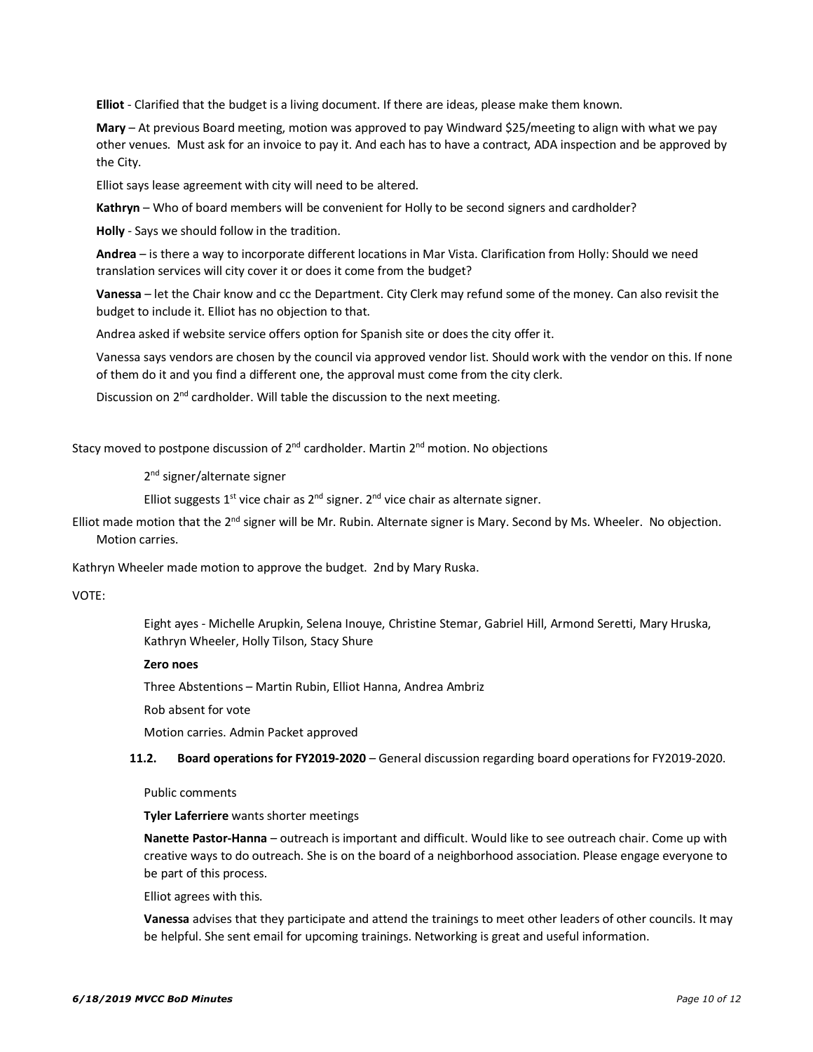**Elliot** - Clarified that the budget is a living document. If there are ideas, please make them known.

**Mary** – At previous Board meeting, motion was approved to pay Windward $25/meeting to align with what we pay other venues. Must ask for an invoice to pay it. And each has to have a contract, ADA inspection and be approved by the City.

Elliot says lease agreement with city will need to be altered.

**Kathryn** – Who of board members will be convenient for Holly to be second signers and cardholder?

**Holly** - Says we should follow in the tradition.

**Andrea** – is there a way to incorporate different locations in Mar Vista. Clarification from Holly: Should we need translation services will city cover it or does it come from the budget?

**Vanessa** – let the Chair know and cc the Department. City Clerk may refund some of the money. Can also revisit the budget to include it. Elliot has no objection to that.

Andrea asked if website service offers option for Spanish site or does the city offer it.

Vanessa says vendors are chosen by the council via approved vendor list. Should work with the vendor on this. If none of them do it and you find a different one, the approval must come from the city clerk.

Discussion on 2nd cardholder. Will table the discussion to the next meeting.

Stacy moved to postpone discussion of 2nd cardholder. Martin 2nd motion. No objections

2nd signer/alternate signer

Elliot suggests 1st vice chair as 2nd signer. 2nd vice chair as alternate signer.

Elliot made motion that the 2nd signer will be Mr. Rubin. Alternate signer is Mary. Second by Ms. Wheeler. No objection. Motion carries.

Kathryn Wheeler made motion to approve the budget. 2nd by Mary Ruska.

VOTE:

Eight ayes - Michelle Arupkin, Selena Inouye, Christine Stemar, Gabriel Hill, Armond Seretti, Mary Hruska, Kathryn Wheeler, Holly Tilson, Stacy Shure

**Zero noes**

Three Abstentions – Martin Rubin, Elliot Hanna, Andrea Ambriz

Rob absent for vote

Motion carries. Admin Packet approved

**11.2. Board operations for FY2019-2020** – General discussion regarding board operations for FY2019-2020.

Public comments

**Tyler Laferriere** wants shorter meetings

**Nanette Pastor-Hanna** – outreach is important and difficult. Would like to see outreach chair. Come up with creative ways to do outreach. She is on the board of a neighborhood association. Please engage everyone to be part of this process.

Elliot agrees with this.

**Vanessa** advises that they participate and attend the trainings to meet other leaders of other councils. It may be helpful. She sent email for upcoming trainings. Networking is great and useful information.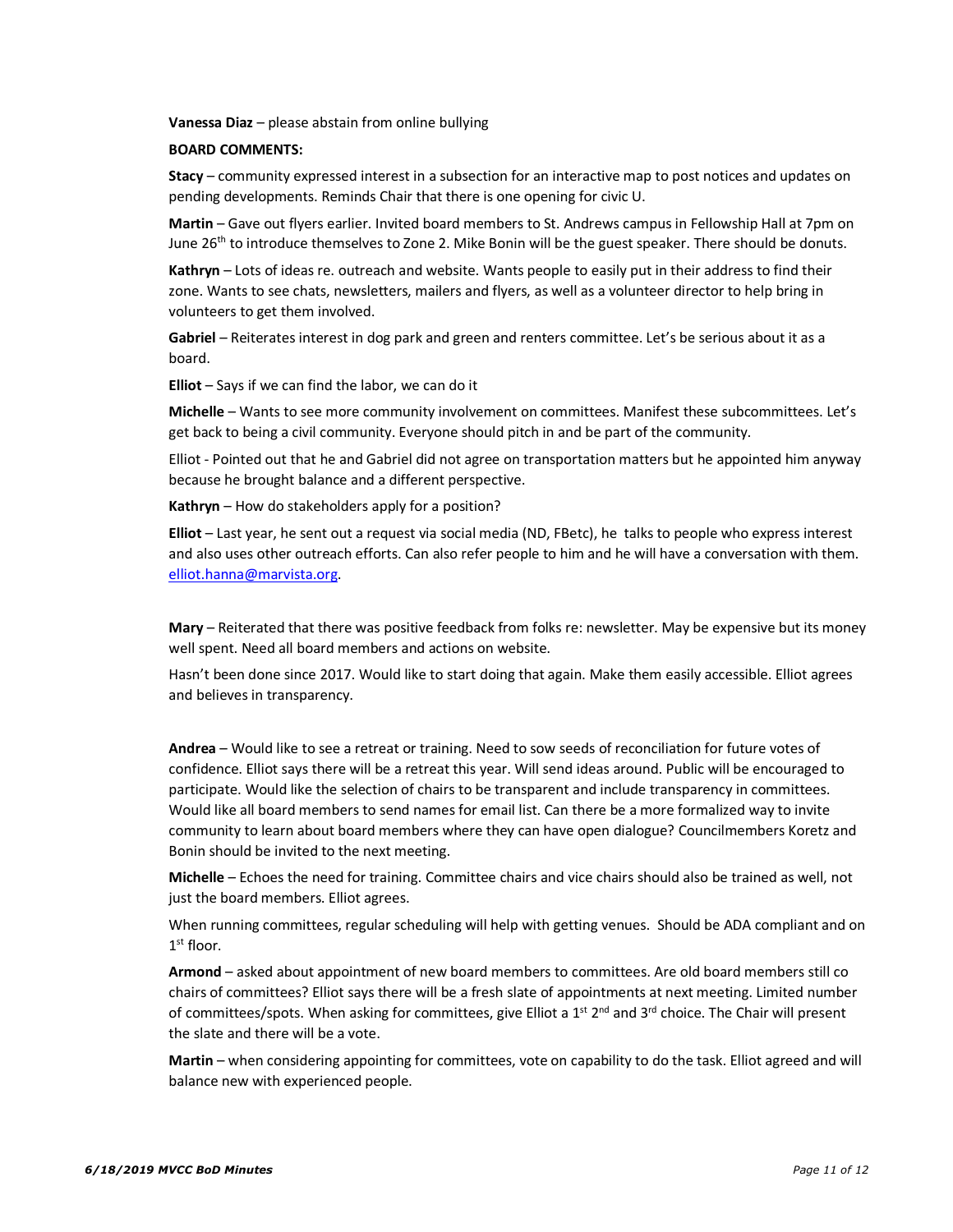**Vanessa Diaz** – please abstain from online bullying

**BOARD COMMENTS:**

**Stacy** – community expressed interest in a subsection for an interactive map to post notices and updates on pending developments. Reminds Chair that there is one opening for civic U.

**Martin** – Gave out flyers earlier. Invited board members to St. Andrews campus in Fellowship Hall at 7pm on June 26th to introduce themselves to Zone 2. Mike Bonin will be the guest speaker. There should be donuts.

**Kathryn** – Lots of ideas re. outreach and website. Wants people to easily put in their address to find their zone. Wants to see chats, newsletters, mailers and flyers, as well as a volunteer director to help bring in volunteers to get them involved.

**Gabriel** – Reiterates interest in dog park and green and renters committee. Let's be serious about it as a board.

**Elliot** – Says if we can find the labor, we can do it

**Michelle** – Wants to see more community involvement on committees. Manifest these subcommittees. Let's get back to being a civil community. Everyone should pitch in and be part of the community.

Elliot - Pointed out that he and Gabriel did not agree on transportation matters but he appointed him anyway because he brought balance and a different perspective.

**Kathryn** – How do stakeholders apply for a position?

**Elliot** – Last year, he sent out a request via social media (ND, FBetc), he talks to people who express interest and also uses other outreach efforts. Can also refer people to him and he will have a conversation with them. elliot.hanna@marvista.org.

**Mary** – Reiterated that there was positive feedback from folks re: newsletter. May be expensive but its money well spent. Need all board members and actions on website.

Hasn't been done since 2017. Would like to start doing that again. Make them easily accessible. Elliot agrees and believes in transparency.

**Andrea** – Would like to see a retreat or training. Need to sow seeds of reconciliation for future votes of confidence. Elliot says there will be a retreat this year. Will send ideas around. Public will be encouraged to participate. Would like the selection of chairs to be transparent and include transparency in committees. Would like all board members to send names for email list. Can there be a more formalized way to invite community to learn about board members where they can have open dialogue? Councilmembers Koretz and Bonin should be invited to the next meeting.

**Michelle** – Echoes the need for training. Committee chairs and vice chairs should also be trained as well, not just the board members. Elliot agrees.

When running committees, regular scheduling will help with getting venues. Should be ADA compliant and on 1st floor.

**Armond** – asked about appointment of new board members to committees. Are old board members still co chairs of committees? Elliot says there will be a fresh slate of appointments at next meeting. Limited number of committees/spots. When asking for committees, give Elliot a 1st 2nd and 3rd choice. The Chair will present the slate and there will be a vote.

**Martin** – when considering appointing for committees, vote on capability to do the task. Elliot agreed and will balance new with experienced people.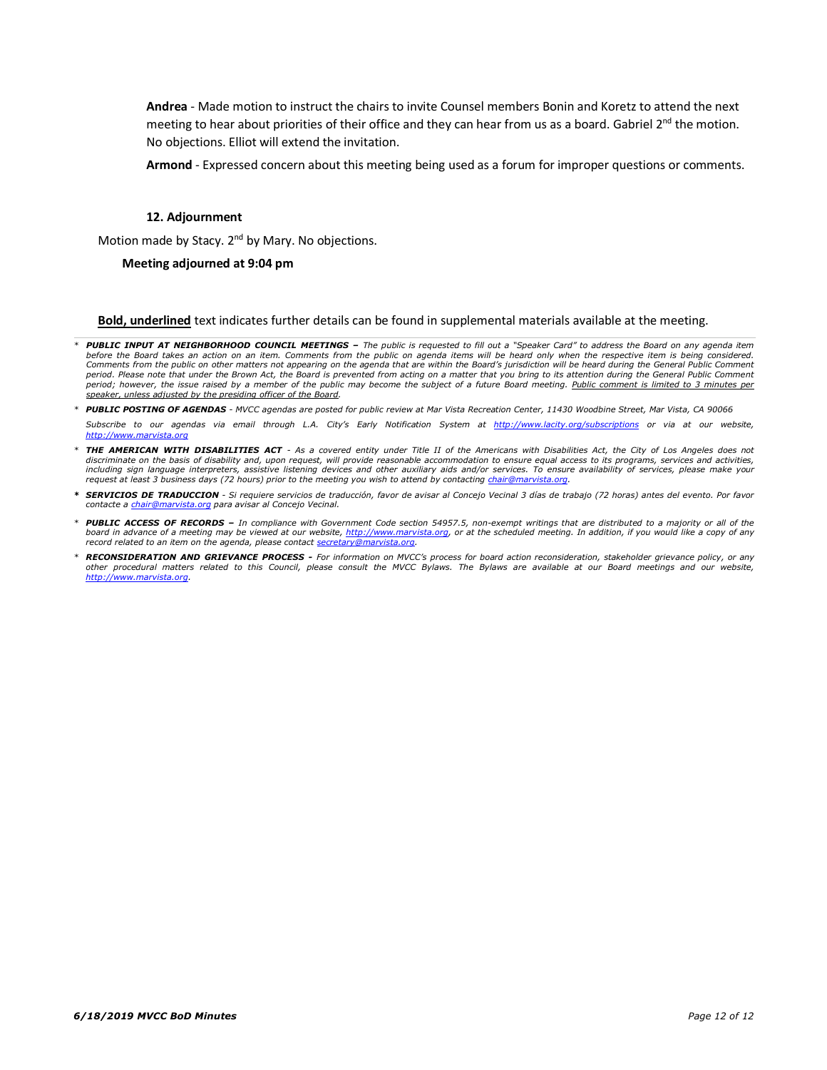**Andrea** - Made motion to instruct the chairs to invite Counsel members Bonin and Koretz to attend the next meeting to hear about priorities of their office and they can hear from us as a board. Gabriel 2nd the motion. No objections. Elliot will extend the invitation.

**Armond** - Expressed concern about this meeting being used as a forum for improper questions or comments.

### 12. Adjournment

Motion made by Stacy. 2nd by Mary. No objections.

**Meeting adjourned at 9:04 pm**

**Bold, underlined** text indicates further details can be found in supplemental materials available at the meeting.

---

* ***PUBLIC INPUT AT NEIGHBORHOOD COUNCIL MEETINGS –*** *The public is requested to fill out a "Speaker Card" to address the Board on any agenda item before the Board takes an action on an item. Comments from the public on agenda items will be heard only when the respective item is being considered. Comments from the public on other matters not appearing on the agenda that are within the Board's jurisdiction will be heard during the General Public Comment period. Please note that under the Brown Act, the Board is prevented from acting on a matter that you bring to its attention during the General Public Comment period; however, the issue raised by a member of the public may become the subject of a future Board meeting. Public comment is limited to 3 minutes per speaker, unless adjusted by the presiding officer of the Board.*

* ***PUBLIC POSTING OF AGENDAS*** *- MVCC agendas are posted for public review at Mar Vista Recreation Center, 11430 Woodbine Street, Mar Vista, CA 90066*

  *Subscribe to our agendas via email through L.A. City's Early Notification System at http://www.lacity.org/subscriptions or via at our website, http://www.marvista.org*

* ***THE AMERICAN WITH DISABILITIES ACT*** *- As a covered entity under Title II of the Americans with Disabilities Act, the City of Los Angeles does not discriminate on the basis of disability and, upon request, will provide reasonable accommodation to ensure equal access to its programs, services and activities, including sign language interpreters, assistive listening devices and other auxiliary aids and/or services. To ensure availability of services, please make your request at least 3 business days (72 hours) prior to the meeting you wish to attend by contacting chair@marvista.org.*

* ***SERVICIOS DE TRADUCCION*** *- Si requiere servicios de traducción, favor de avisar al Concejo Vecinal 3 días de trabajo (72 horas) antes del evento. Por favor contacte a chair@marvista.org para avisar al Concejo Vecinal.*

* ***PUBLIC ACCESS OF RECORDS –*** *In compliance with Government Code section 54957.5, non-exempt writings that are distributed to a majority or all of the board in advance of a meeting may be viewed at our website, http://www.marvista.org, or at the scheduled meeting. In addition, if you would like a copy of any record related to an item on the agenda, please contact secretary@marvista.org.*

* ***RECONSIDERATION AND GRIEVANCE PROCESS -*** *For information on MVCC's process for board action reconsideration, stakeholder grievance policy, or any other procedural matters related to this Council, please consult the MVCC Bylaws. The Bylaws are available at our Board meetings and our website, http://www.marvista.org.*